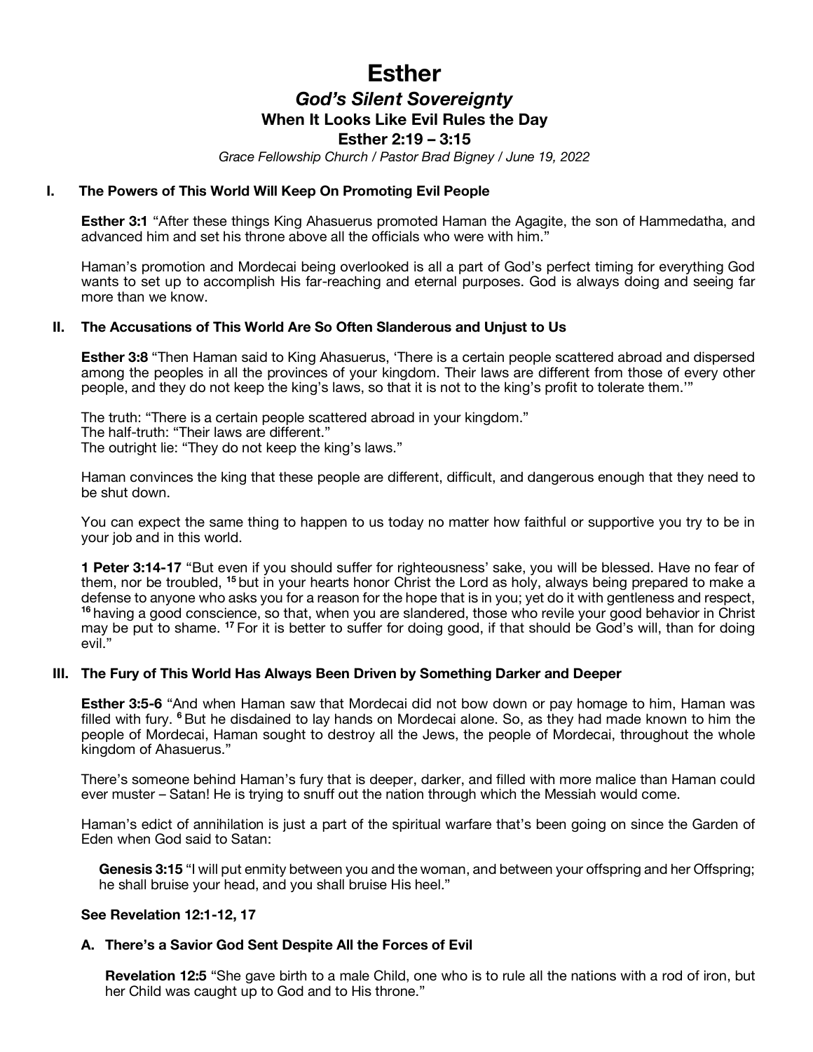# Esther

## *God's Silent Sovereignty*

### When It Looks Like Evil Rules the Day

### Esther 2:19 – 3:15

*Grace Fellowship Church / Pastor Brad Bigney / June 19, 2022*

## I. The Powers of This World Will Keep On Promoting Evil People

**Esther 3:1** "After these things King Ahasuerus promoted Haman the Agagite, the son of Hammedatha, and advanced him and set his throne above all the officials who were with him."

Haman's promotion and Mordecai being overlooked is all a part of God's perfect timing for everything God wants to set up to accomplish His far-reaching and eternal purposes. God is always doing and seeing far more than we know.

## II. The Accusations of This World Are So Often Slanderous and Unjust to Us

**Esther 3:8** "Then Haman said to King Ahasuerus, 'There is a certain people scattered abroad and dispersed among the peoples in all the provinces of your kingdom. Their laws are different from those of every other people, and they do not keep the king's laws, so that it is not to the king's profit to tolerate them.'"

The truth: "There is a certain people scattered abroad in your kingdom."
The half-truth: "Their laws are different."
The outright lie: "They do not keep the king's laws."

Haman convinces the king that these people are different, difficult, and dangerous enough that they need to be shut down.

You can expect the same thing to happen to us today no matter how faithful or supportive you try to be in your job and in this world.

**1 Peter 3:14-17** "But even if you should suffer for righteousness' sake, you will be blessed. Have no fear of them, nor be troubled, **15** but in your hearts honor Christ the Lord as holy, always being prepared to make a defense to anyone who asks you for a reason for the hope that is in you; yet do it with gentleness and respect, **16** having a good conscience, so that, when you are slandered, those who revile your good behavior in Christ may be put to shame. **17** For it is better to suffer for doing good, if that should be God's will, than for doing evil."

## III. The Fury of This World Has Always Been Driven by Something Darker and Deeper

**Esther 3:5-6** "And when Haman saw that Mordecai did not bow down or pay homage to him, Haman was filled with fury. **6** But he disdained to lay hands on Mordecai alone. So, as they had made known to him the people of Mordecai, Haman sought to destroy all the Jews, the people of Mordecai, throughout the whole kingdom of Ahasuerus."

There's someone behind Haman's fury that is deeper, darker, and filled with more malice than Haman could ever muster – Satan! He is trying to snuff out the nation through which the Messiah would come.

Haman's edict of annihilation is just a part of the spiritual warfare that's been going on since the Garden of Eden when God said to Satan:

> **Genesis 3:15** "I will put enmity between you and the woman, and between your offspring and her Offspring; he shall bruise your head, and you shall bruise His heel."

**See Revelation 12:1-12, 17**

### A. There's a Savior God Sent Despite All the Forces of Evil

**Revelation 12:5** "She gave birth to a male Child, one who is to rule all the nations with a rod of iron, but her Child was caught up to God and to His throne."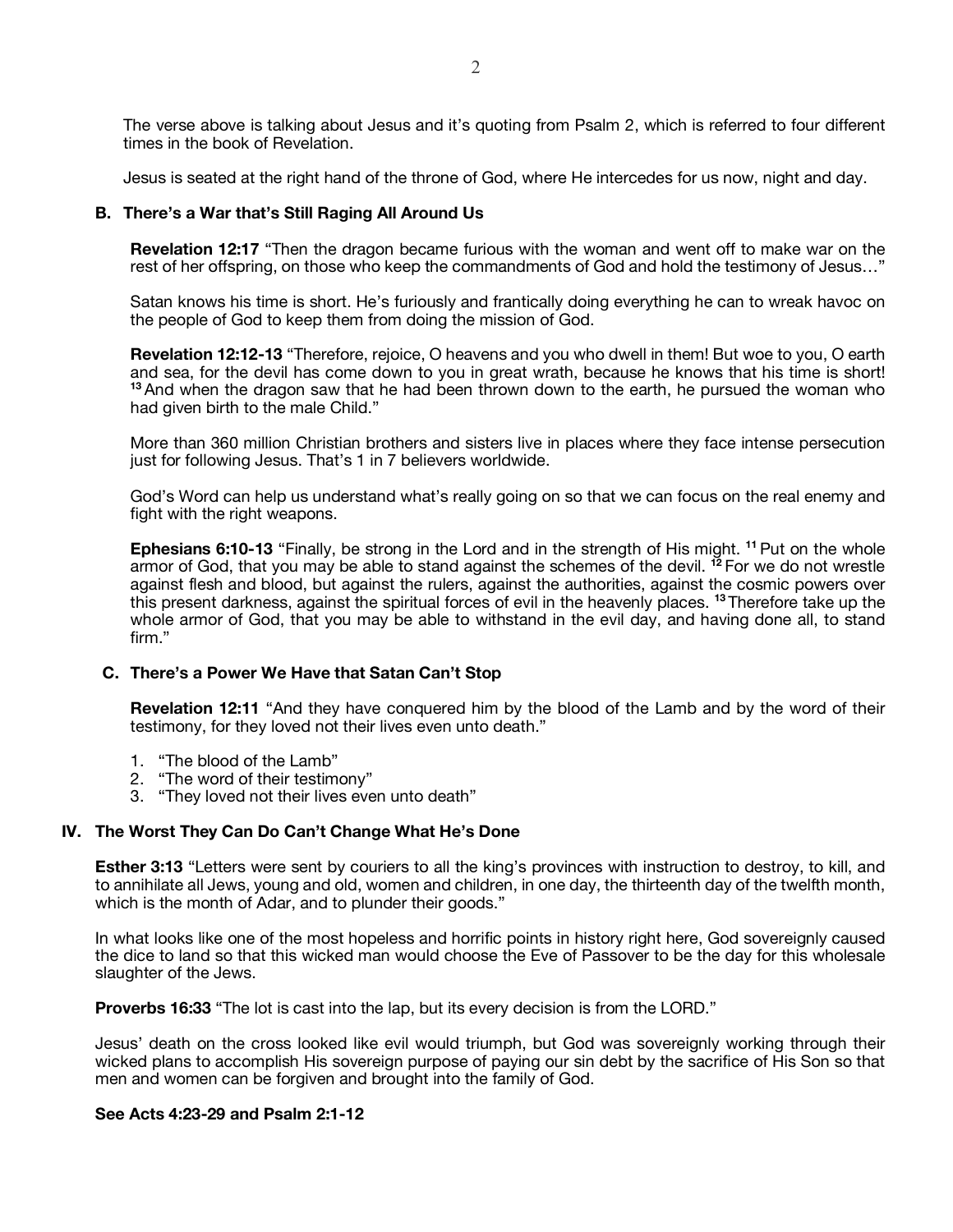The verse above is talking about Jesus and it's quoting from Psalm 2, which is referred to four different times in the book of Revelation.

Jesus is seated at the right hand of the throne of God, where He intercedes for us now, night and day.

### B. There's a War that's Still Raging All Around Us

**Revelation 12:17** "Then the dragon became furious with the woman and went off to make war on the rest of her offspring, on those who keep the commandments of God and hold the testimony of Jesus…"

Satan knows his time is short. He's furiously and frantically doing everything he can to wreak havoc on the people of God to keep them from doing the mission of God.

**Revelation 12:12-13** "Therefore, rejoice, O heavens and you who dwell in them! But woe to you, O earth and sea, for the devil has come down to you in great wrath, because he knows that his time is short! [13] And when the dragon saw that he had been thrown down to the earth, he pursued the woman who had given birth to the male Child."

More than 360 million Christian brothers and sisters live in places where they face intense persecution just for following Jesus. That's 1 in 7 believers worldwide.

God's Word can help us understand what's really going on so that we can focus on the real enemy and fight with the right weapons.

**Ephesians 6:10-13** "Finally, be strong in the Lord and in the strength of His might. [11] Put on the whole armor of God, that you may be able to stand against the schemes of the devil. [12] For we do not wrestle against flesh and blood, but against the rulers, against the authorities, against the cosmic powers over this present darkness, against the spiritual forces of evil in the heavenly places. [13] Therefore take up the whole armor of God, that you may be able to withstand in the evil day, and having done all, to stand firm."

### C. There's a Power We Have that Satan Can't Stop

**Revelation 12:11** "And they have conquered him by the blood of the Lamb and by the word of their testimony, for they loved not their lives even unto death."

1. "The blood of the Lamb"
2. "The word of their testimony"
3. "They loved not their lives even unto death"

## IV. The Worst They Can Do Can't Change What He's Done

**Esther 3:13** "Letters were sent by couriers to all the king's provinces with instruction to destroy, to kill, and to annihilate all Jews, young and old, women and children, in one day, the thirteenth day of the twelfth month, which is the month of Adar, and to plunder their goods."

In what looks like one of the most hopeless and horrific points in history right here, God sovereignly caused the dice to land so that this wicked man would choose the Eve of Passover to be the day for this wholesale slaughter of the Jews.

**Proverbs 16:33** "The lot is cast into the lap, but its every decision is from the LORD."

Jesus' death on the cross looked like evil would triumph, but God was sovereignly working through their wicked plans to accomplish His sovereign purpose of paying our sin debt by the sacrifice of His Son so that men and women can be forgiven and brought into the family of God.

**See Acts 4:23-29 and Psalm 2:1-12**